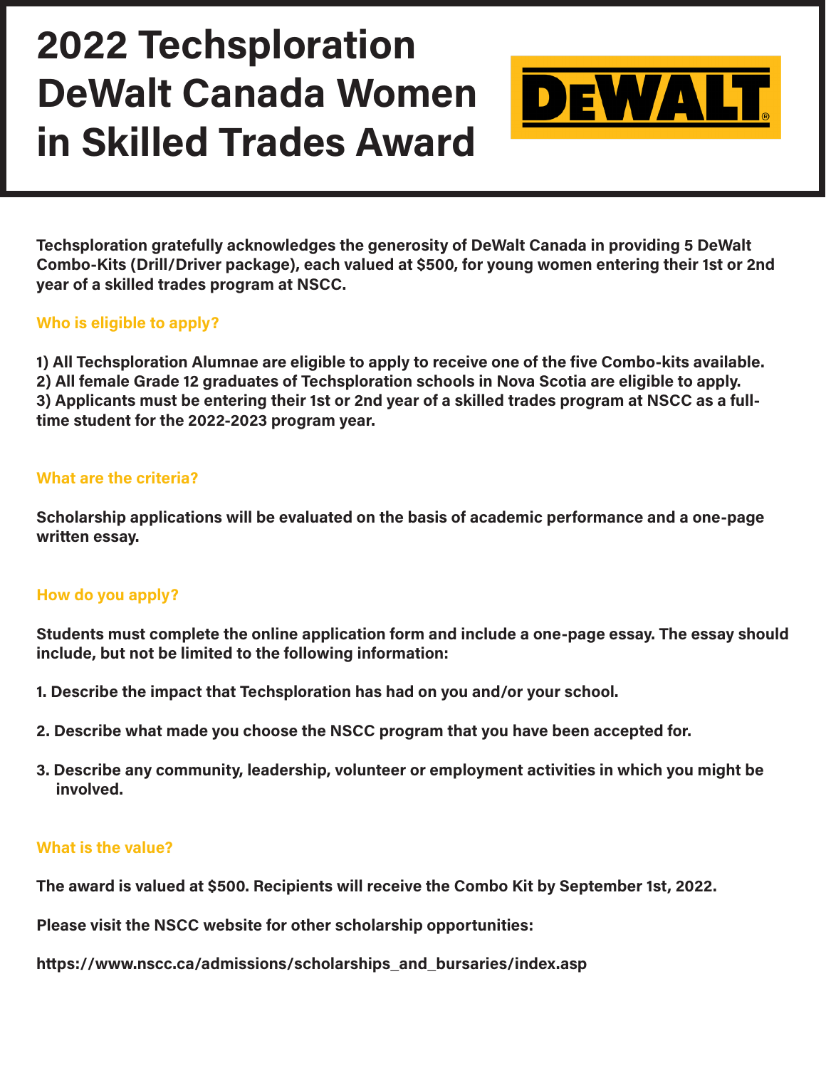# 2022 Techsploration DeWalt Canada Women in Skilled Trades Award

DEWALT

**Techsploration gratefully acknowledges the generosity of DeWalt Canada in providing 5 DeWalt Combo-Kits (Drill/Driver package), each valued at $500, for young women entering their 1st or 2nd year of a skilled trades program at NSCC.**

## Who is eligible to apply?

**1) All Techsploration Alumnae are eligible to apply to receive one of the five Combo-kits available.**
**2) All female Grade 12 graduates of Techsploration schools in Nova Scotia are eligible to apply.**
**3) Applicants must be entering their 1st or 2nd year of a skilled trades program at NSCC as a full-time student for the 2022-2023 program year.**

## What are the criteria?

**Scholarship applications will be evaluated on the basis of academic performance and a one-page written essay.**

## How do you apply?

**Students must complete the online application form and include a one-page essay. The essay should include, but not be limited to the following information:**

1. **Describe the impact that Techsploration has had on you and/or your school.**

2. **Describe what made you choose the NSCC program that you have been accepted for.**

3. **Describe any community, leadership, volunteer or employment activities in which you might be involved.**

## What is the value?

**The award is valued at $500. Recipients will receive the Combo Kit by September 1st, 2022.**

**Please visit the NSCC website for other scholarship opportunities:**

**https://www.nscc.ca/admissions/scholarships_and_bursaries/index.asp**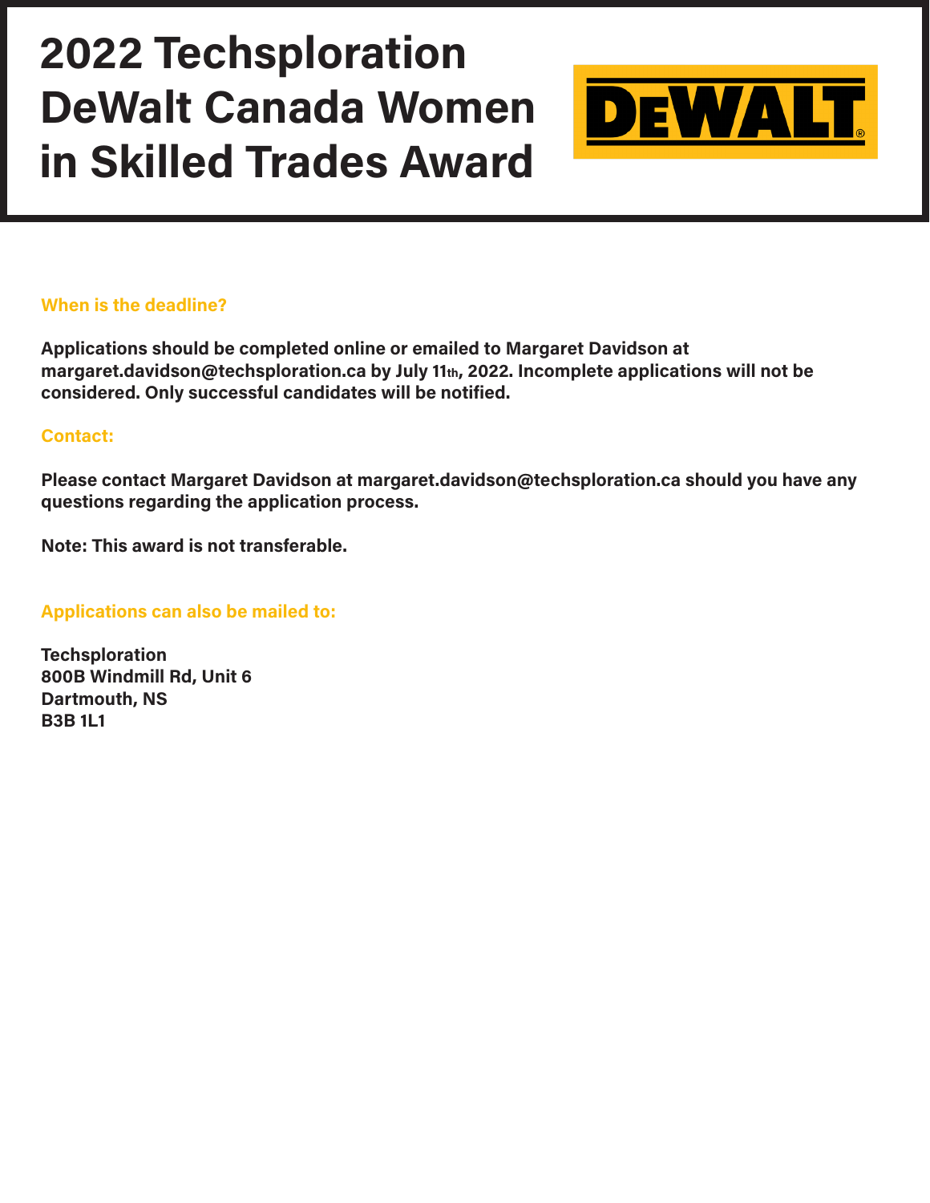# 2022 Techsploration DeWalt Canada Women in Skilled Trades Award

DEWALT®

## When is the deadline?

**Applications should be completed online or emailed to Margaret Davidson at margaret.davidson@techsploration.ca by July 11th, 2022. Incomplete applications will not be considered. Only successful candidates will be notified.**

## Contact:

**Please contact Margaret Davidson at margaret.davidson@techsploration.ca should you have any questions regarding the application process.**

**Note: This award is not transferable.**

## Applications can also be mailed to:

**Techsploration**
**800B Windmill Rd, Unit 6**
**Dartmouth, NS**
**B3B 1L1**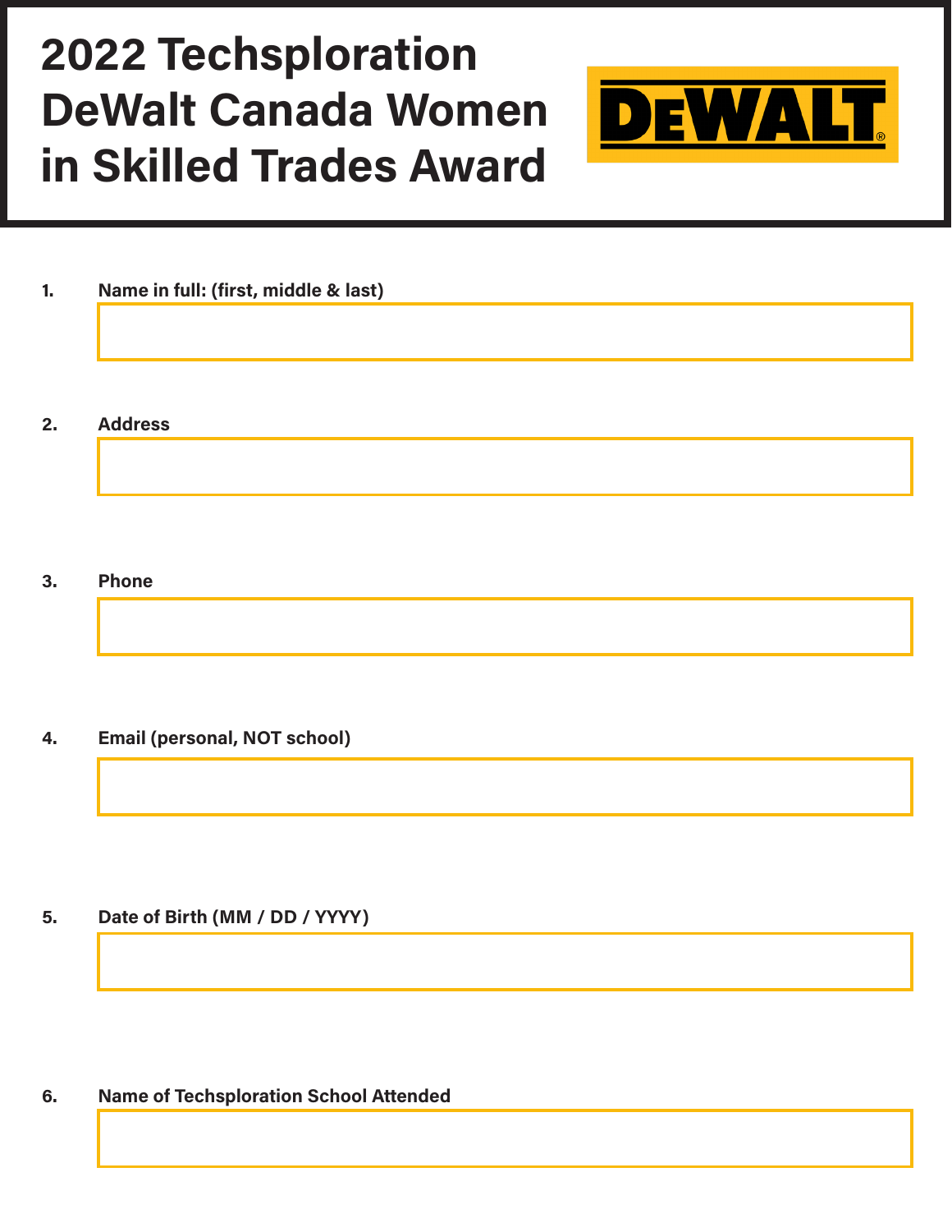# 2022 Techsploration DeWalt Canada Women in Skilled Trades Award

DEWALT

1. **Name in full: (first, middle & last)**

2. **Address**

3. **Phone**

4. **Email (personal, NOT school)**

5. **Date of Birth (MM / DD / YYYY)**

6. **Name of Techsploration School Attended**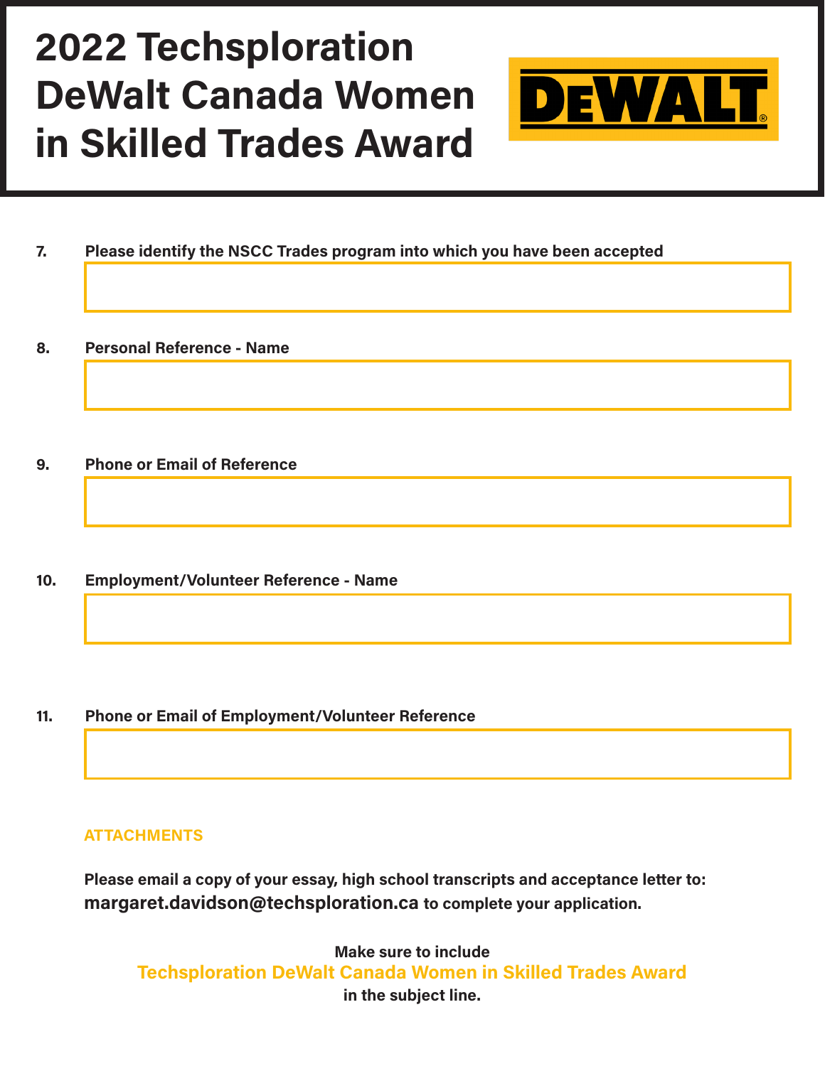# 2022 Techsploration DeWalt Canada Women in Skilled Trades Award

DEWALT®

7. Please identify the NSCC Trades program into which you have been accepted

8. Personal Reference - Name

9. Phone or Email of Reference

10. Employment/Volunteer Reference - Name

11. Phone or Email of Employment/Volunteer Reference

## ATTACHMENTS

**Please email a copy of your essay, high school transcripts and acceptance letter to: margaret.davidson@techsploration.ca to complete your application.**

**Make sure to include**
**Techsploration DeWalt Canada Women in Skilled Trades Award**
**in the subject line.**